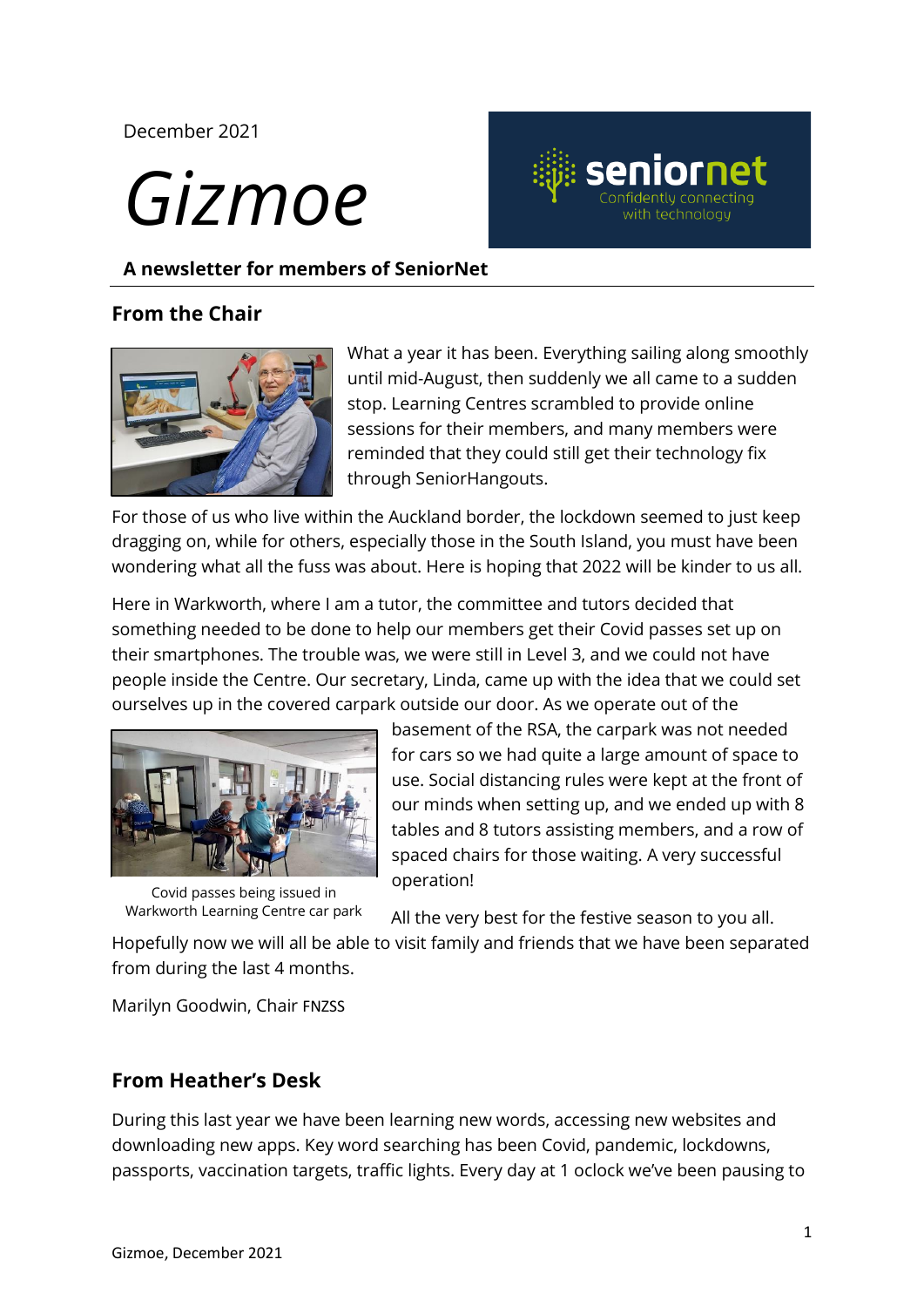December 2021

# *Gizmoe*

**A newsletter for members of SeniorNet**

## From the Chair

What a year it has been. Everything sailing along smoothly until mid-August, then suddenly we all came to a sudden stop. Learning Centres scrambled to provide online sessions for their members, and many members were reminded that they could still get their technology fix through SeniorHangouts.

For those of us who live within the Auckland border, the lockdown seemed to just keep dragging on, while for others, especially those in the South Island, you must have been wondering what all the fuss was about. Here is hoping that 2022 will be kinder to us all.

Here in Warkworth, where I am a tutor, the committee and tutors decided that something needed to be done to help our members get their Covid passes set up on their smartphones. The trouble was, we were still in Level 3, and we could not have people inside the Centre. Our secretary, Linda, came up with the idea that we could set ourselves up in the covered carpark outside our door. As we operate out of the basement of the RSA, the carpark was not needed for cars so we had quite a large amount of space to use. Social distancing rules were kept at the front of our minds when setting up, and we ended up with 8 tables and 8 tutors assisting members, and a row of spaced chairs for those waiting. A very successful operation!

Covid passes being issued in Warkworth Learning Centre car park

All the very best for the festive season to you all.

Hopefully now we will all be able to visit family and friends that we have been separated from during the last 4 months.

Marilyn Goodwin, Chair FNZSS

## From Heather's Desk

During this last year we have been learning new words, accessing new websites and downloading new apps. Key word searching has been Covid, pandemic, lockdowns, passports, vaccination targets, traffic lights. Every day at 1 oclock we've been pausing to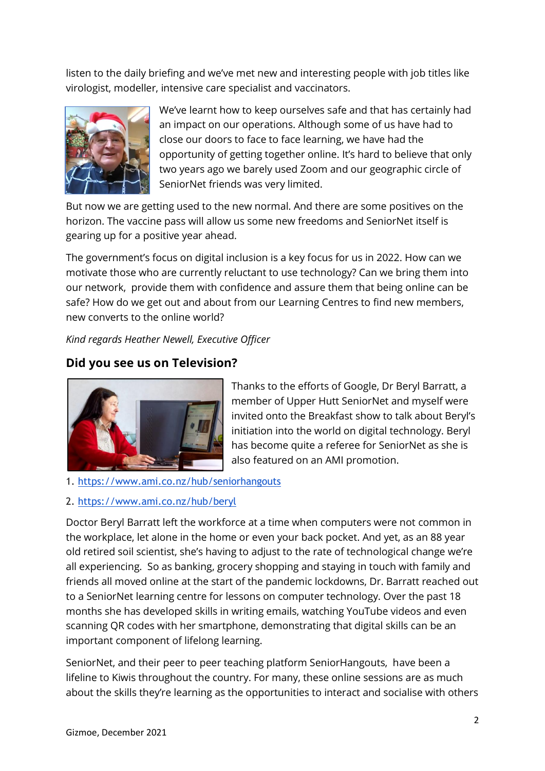listen to the daily briefing and we've met new and interesting people with job titles like virologist, modeller, intensive care specialist and vaccinators.

We've learnt how to keep ourselves safe and that has certainly had an impact on our operations. Although some of us have had to close our doors to face to face learning, we have had the opportunity of getting together online. It's hard to believe that only two years ago we barely used Zoom and our geographic circle of SeniorNet friends was very limited.

But now we are getting used to the new normal. And there are some positives on the horizon. The vaccine pass will allow us some new freedoms and SeniorNet itself is gearing up for a positive year ahead.

The government's focus on digital inclusion is a key focus for us in 2022. How can we motivate those who are currently reluctant to use technology? Can we bring them into our network, provide them with confidence and assure them that being online can be safe? How do we get out and about from our Learning Centres to find new members, new converts to the online world?

*Kind regards Heather Newell, Executive Officer*

## Did you see us on Television?

Thanks to the efforts of Google, Dr Beryl Barratt, a member of Upper Hutt SeniorNet and myself were invited onto the Breakfast show to talk about Beryl's initiation into the world on digital technology. Beryl has become quite a referee for SeniorNet as she is also featured on an AMI promotion.

1. https://www.ami.co.nz/hub/seniorhangouts
2. https://www.ami.co.nz/hub/beryl

Doctor Beryl Barratt left the workforce at a time when computers were not common in the workplace, let alone in the home or even your back pocket. And yet, as an 88 year old retired soil scientist, she's having to adjust to the rate of technological change we're all experiencing. So as banking, grocery shopping and staying in touch with family and friends all moved online at the start of the pandemic lockdowns, Dr. Barratt reached out to a SeniorNet learning centre for lessons on computer technology. Over the past 18 months she has developed skills in writing emails, watching YouTube videos and even scanning QR codes with her smartphone, demonstrating that digital skills can be an important component of lifelong learning.

SeniorNet, and their peer to peer teaching platform SeniorHangouts, have been a lifeline to Kiwis throughout the country. For many, these online sessions are as much about the skills they're learning as the opportunities to interact and socialise with others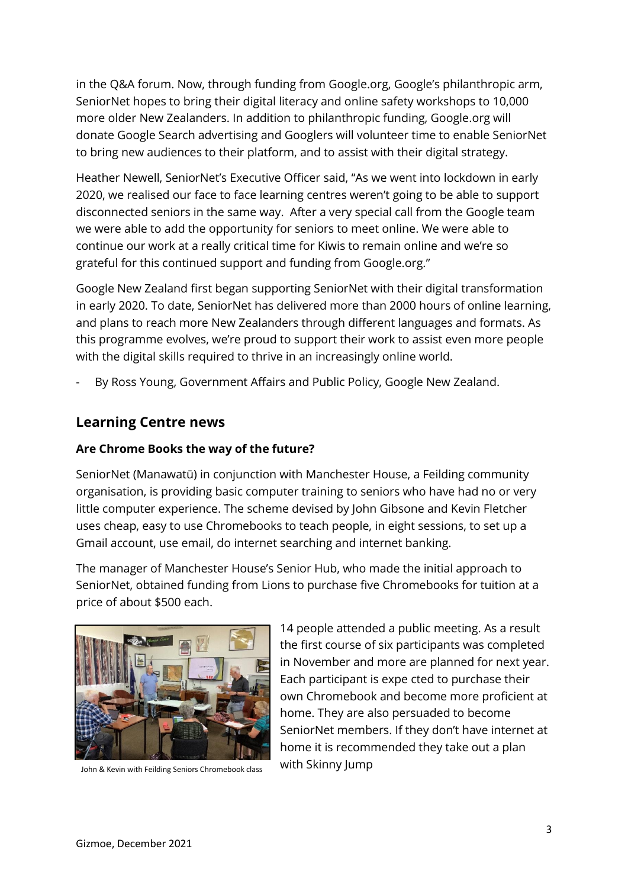in the Q&A forum. Now, through funding from Google.org, Google's philanthropic arm, SeniorNet hopes to bring their digital literacy and online safety workshops to 10,000 more older New Zealanders. In addition to philanthropic funding, Google.org will donate Google Search advertising and Googlers will volunteer time to enable SeniorNet to bring new audiences to their platform, and to assist with their digital strategy.

Heather Newell, SeniorNet's Executive Officer said, "As we went into lockdown in early 2020, we realised our face to face learning centres weren't going to be able to support disconnected seniors in the same way. After a very special call from the Google team we were able to add the opportunity for seniors to meet online. We were able to continue our work at a really critical time for Kiwis to remain online and we're so grateful for this continued support and funding from Google.org."

Google New Zealand first began supporting SeniorNet with their digital transformation in early 2020. To date, SeniorNet has delivered more than 2000 hours of online learning, and plans to reach more New Zealanders through different languages and formats. As this programme evolves, we're proud to support their work to assist even more people with the digital skills required to thrive in an increasingly online world.

- By Ross Young, Government Affairs and Public Policy, Google New Zealand.

## Learning Centre news

### Are Chrome Books the way of the future?

SeniorNet (Manawatū) in conjunction with Manchester House, a Feilding community organisation, is providing basic computer training to seniors who have had no or very little computer experience. The scheme devised by John Gibsone and Kevin Fletcher uses cheap, easy to use Chromebooks to teach people, in eight sessions, to set up a Gmail account, use email, do internet searching and internet banking.

The manager of Manchester House's Senior Hub, who made the initial approach to SeniorNet, obtained funding from Lions to purchase five Chromebooks for tuition at a price of about $500 each.

John & Kevin with Feilding Seniors Chromebook class

14 people attended a public meeting. As a result the first course of six participants was completed in November and more are planned for next year. Each participant is expe cted to purchase their own Chromebook and become more proficient at home. They are also persuaded to become SeniorNet members. If they don't have internet at home it is recommended they take out a plan with Skinny Jump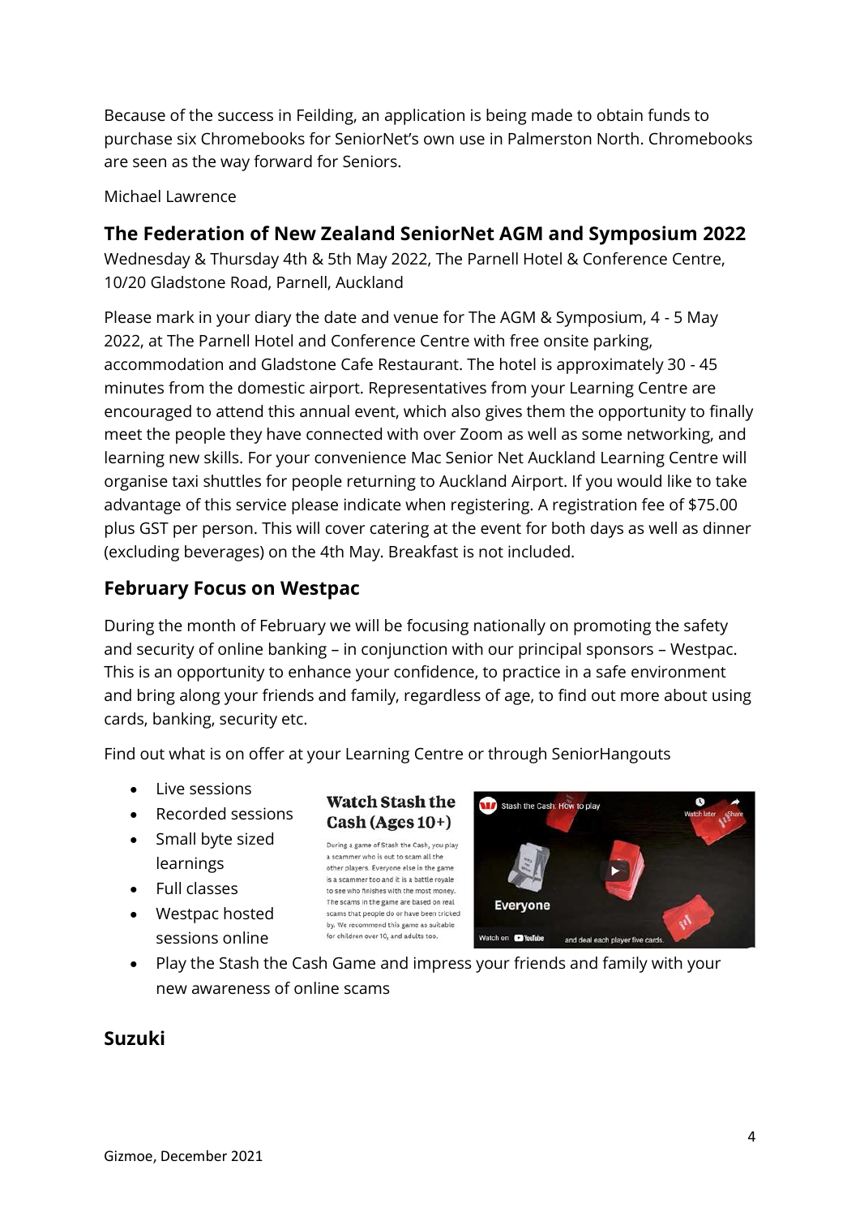Because of the success in Feilding, an application is being made to obtain funds to purchase six Chromebooks for SeniorNet's own use in Palmerston North. Chromebooks are seen as the way forward for Seniors.

Michael Lawrence

## The Federation of New Zealand SeniorNet AGM and Symposium 2022

Wednesday & Thursday 4th & 5th May 2022, The Parnell Hotel & Conference Centre, 10/20 Gladstone Road, Parnell, Auckland

Please mark in your diary the date and venue for The AGM & Symposium, 4 - 5 May 2022, at The Parnell Hotel and Conference Centre with free onsite parking, accommodation and Gladstone Cafe Restaurant. The hotel is approximately 30 - 45 minutes from the domestic airport. Representatives from your Learning Centre are encouraged to attend this annual event, which also gives them the opportunity to finally meet the people they have connected with over Zoom as well as some networking, and learning new skills. For your convenience Mac Senior Net Auckland Learning Centre will organise taxi shuttles for people returning to Auckland Airport. If you would like to take advantage of this service please indicate when registering. A registration fee of $75.00 plus GST per person. This will cover catering at the event for both days as well as dinner (excluding beverages) on the 4th May. Breakfast is not included.

## February Focus on Westpac

During the month of February we will be focusing nationally on promoting the safety and security of online banking – in conjunction with our principal sponsors – Westpac. This is an opportunity to enhance your confidence, to practice in a safe environment and bring along your friends and family, regardless of age, to find out more about using cards, banking, security etc.

Find out what is on offer at your Learning Centre or through SeniorHangouts

- Live sessions
- Recorded sessions
- Small byte sized learnings
- Full classes
- Westpac hosted sessions online
- Play the Stash the Cash Game and impress your friends and family with your new awareness of online scams

**Watch Stash the Cash (Ages 10+)**

During a game of Stash the Cash, you play a scammer who is out to scam all the other players. Everyone else in the game is a scammer too and it is a battle royale to see who finishes with the most money. The scams in the game are based on real scams that people do or have been tricked by. We recommend this game as suitable for children over 10, and adults too.

## Suzuki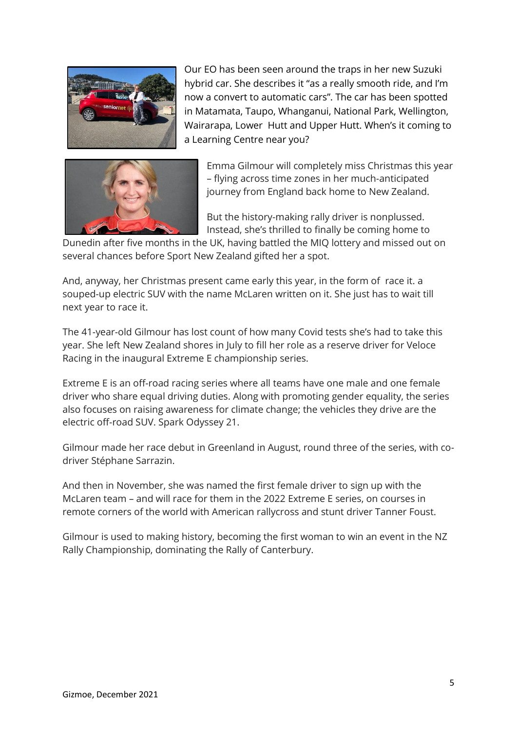Our EO has been seen around the traps in her new Suzuki hybrid car. She describes it "as a really smooth ride, and I'm now a convert to automatic cars". The car has been spotted in Matamata, Taupo, Whanganui, National Park, Wellington, Wairarapa, Lower Hutt and Upper Hutt. When's it coming to a Learning Centre near you?

Emma Gilmour will completely miss Christmas this year – flying across time zones in her much-anticipated journey from England back home to New Zealand.

But the history-making rally driver is nonplussed. Instead, she's thrilled to finally be coming home to Dunedin after five months in the UK, having battled the MIQ lottery and missed out on several chances before Sport New Zealand gifted her a spot.

And, anyway, her Christmas present came early this year, in the form of race it. a souped-up electric SUV with the name McLaren written on it. She just has to wait till next year to race it.

The 41-year-old Gilmour has lost count of how many Covid tests she's had to take this year. She left New Zealand shores in July to fill her role as a reserve driver for Veloce Racing in the inaugural Extreme E championship series.

Extreme E is an off-road racing series where all teams have one male and one female driver who share equal driving duties. Along with promoting gender equality, the series also focuses on raising awareness for climate change; the vehicles they drive are the electric off-road SUV. Spark Odyssey 21.

Gilmour made her race debut in Greenland in August, round three of the series, with co-driver Stéphane Sarrazin.

And then in November, she was named the first female driver to sign up with the McLaren team – and will race for them in the 2022 Extreme E series, on courses in remote corners of the world with American rallycross and stunt driver Tanner Foust.

Gilmour is used to making history, becoming the first woman to win an event in the NZ Rally Championship, dominating the Rally of Canterbury.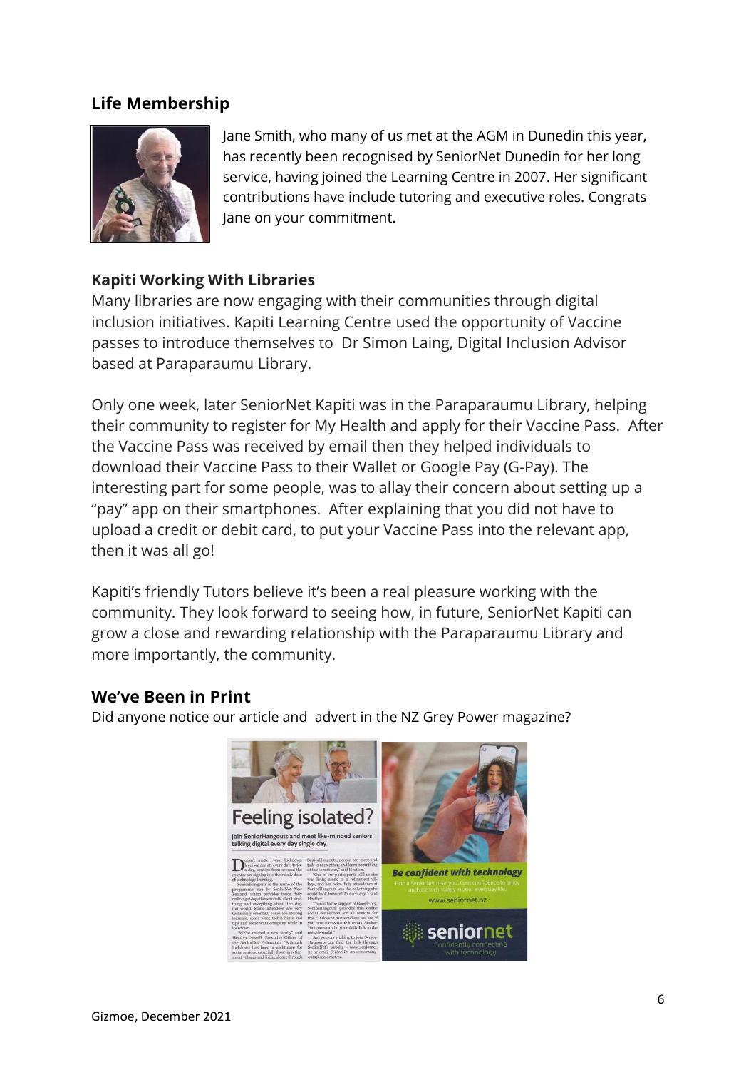## Life Membership

Jane Smith, who many of us met at the AGM in Dunedin this year, has recently been recognised by SeniorNet Dunedin for her long service, having joined the Learning Centre in 2007. Her significant contributions have include tutoring and executive roles. Congrats Jane on your commitment.

## Kapiti Working With Libraries

Many libraries are now engaging with their communities through digital inclusion initiatives. Kapiti Learning Centre used the opportunity of Vaccine passes to introduce themselves to Dr Simon Laing, Digital Inclusion Advisor based at Paraparaumu Library.

Only one week, later SeniorNet Kapiti was in the Paraparaumu Library, helping their community to register for My Health and apply for their Vaccine Pass. After the Vaccine Pass was received by email then they helped individuals to download their Vaccine Pass to their Wallet or Google Pay (G-Pay). The interesting part for some people, was to allay their concern about setting up a "pay" app on their smartphones. After explaining that you did not have to upload a credit or debit card, to put your Vaccine Pass into the relevant app, then it was all go!

Kapiti's friendly Tutors believe it's been a real pleasure working with the community. They look forward to seeing how, in future, SeniorNet Kapiti can grow a close and rewarding relationship with the Paraparaumu Library and more importantly, the community.

## We've Been in Print

Did anyone notice our article and advert in the NZ Grey Power magazine?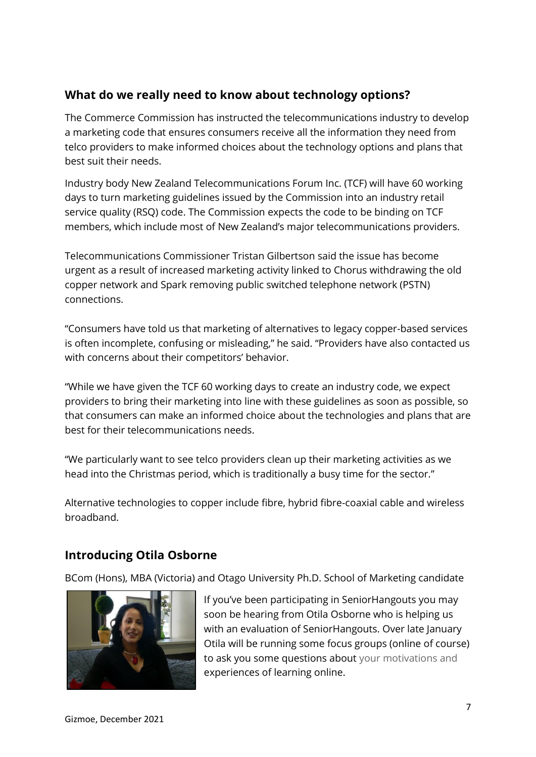## What do we really need to know about technology options?

The Commerce Commission has instructed the telecommunications industry to develop a marketing code that ensures consumers receive all the information they need from telco providers to make informed choices about the technology options and plans that best suit their needs.

Industry body New Zealand Telecommunications Forum Inc. (TCF) will have 60 working days to turn marketing guidelines issued by the Commission into an industry retail service quality (RSQ) code. The Commission expects the code to be binding on TCF members, which include most of New Zealand's major telecommunications providers.

Telecommunications Commissioner Tristan Gilbertson said the issue has become urgent as a result of increased marketing activity linked to Chorus withdrawing the old copper network and Spark removing public switched telephone network (PSTN) connections.

"Consumers have told us that marketing of alternatives to legacy copper-based services is often incomplete, confusing or misleading," he said. "Providers have also contacted us with concerns about their competitors' behavior.

"While we have given the TCF 60 working days to create an industry code, we expect providers to bring their marketing into line with these guidelines as soon as possible, so that consumers can make an informed choice about the technologies and plans that are best for their telecommunications needs.

"We particularly want to see telco providers clean up their marketing activities as we head into the Christmas period, which is traditionally a busy time for the sector."

Alternative technologies to copper include fibre, hybrid fibre-coaxial cable and wireless broadband.

## Introducing Otila Osborne

BCom (Hons), MBA (Victoria) and Otago University Ph.D. School of Marketing candidate

If you've been participating in SeniorHangouts you may soon be hearing from Otila Osborne who is helping us with an evaluation of SeniorHangouts. Over late January Otila will be running some focus groups (online of course) to ask you some questions about your motivations and experiences of learning online.

Gizmoe, December 2021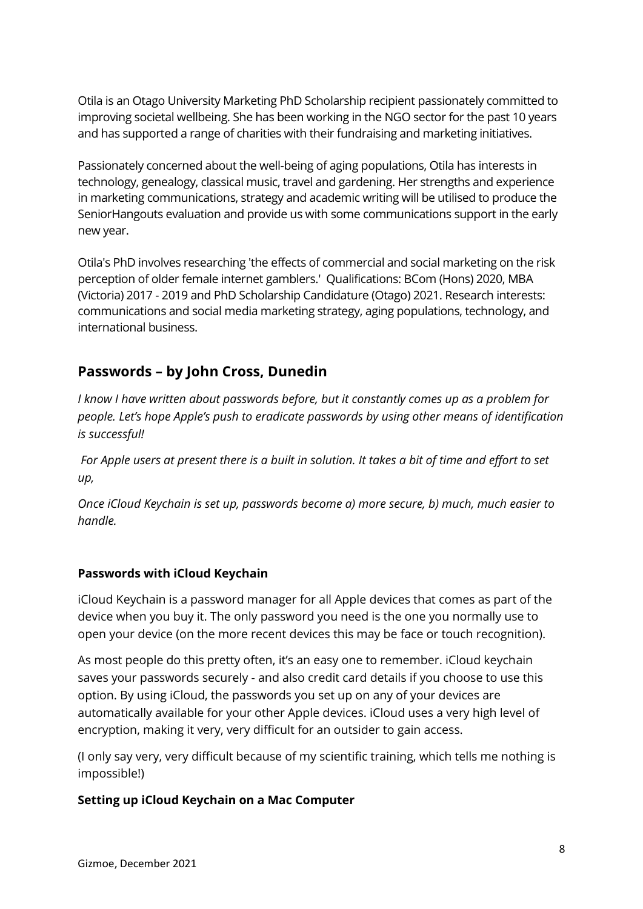Otila is an Otago University Marketing PhD Scholarship recipient passionately committed to improving societal wellbeing. She has been working in the NGO sector for the past 10 years and has supported a range of charities with their fundraising and marketing initiatives.

Passionately concerned about the well-being of aging populations, Otila has interests in technology, genealogy, classical music, travel and gardening. Her strengths and experience in marketing communications, strategy and academic writing will be utilised to produce the SeniorHangouts evaluation and provide us with some communications support in the early new year.

Otila's PhD involves researching 'the effects of commercial and social marketing on the risk perception of older female internet gamblers.' Qualifications: BCom (Hons) 2020, MBA (Victoria) 2017 - 2019 and PhD Scholarship Candidature (Otago) 2021. Research interests: communications and social media marketing strategy, aging populations, technology, and international business.

## Passwords – by John Cross, Dunedin

*I know I have written about passwords before, but it constantly comes up as a problem for people. Let's hope Apple's push to eradicate passwords by using other means of identification is successful!*

*For Apple users at present there is a built in solution. It takes a bit of time and effort to set up,*

*Once iCloud Keychain is set up, passwords become a) more secure, b) much, much easier to handle.*

### Passwords with iCloud Keychain

iCloud Keychain is a password manager for all Apple devices that comes as part of the device when you buy it. The only password you need is the one you normally use to open your device (on the more recent devices this may be face or touch recognition).

As most people do this pretty often, it's an easy one to remember. iCloud keychain saves your passwords securely - and also credit card details if you choose to use this option. By using iCloud, the passwords you set up on any of your devices are automatically available for your other Apple devices. iCloud uses a very high level of encryption, making it very, very difficult for an outsider to gain access.

(I only say very, very difficult because of my scientific training, which tells me nothing is impossible!)

### Setting up iCloud Keychain on a Mac Computer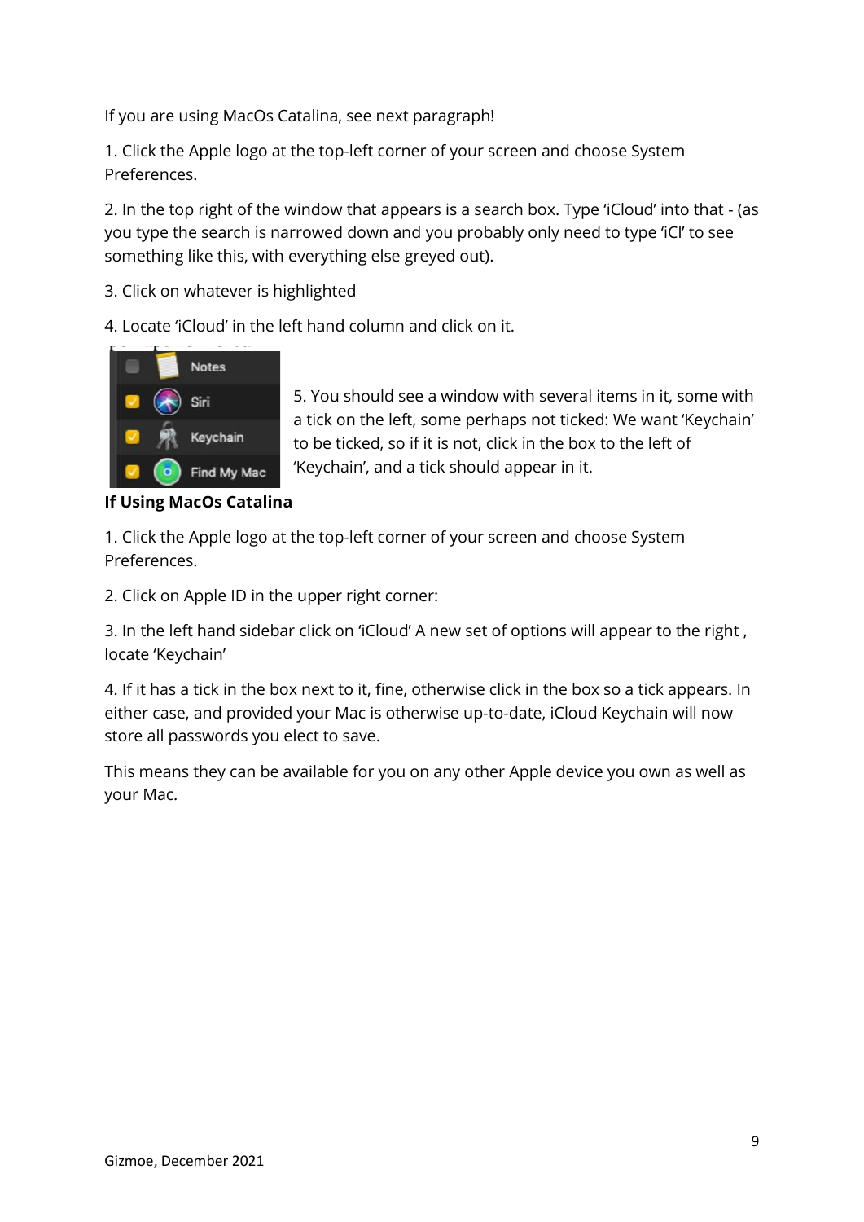If you are using MacOs Catalina, see next paragraph!

1. Click the Apple logo at the top-left corner of your screen and choose System Preferences.

2. In the top right of the window that appears is a search box. Type 'iCloud' into that - (as you type the search is narrowed down and you probably only need to type 'iCl' to see something like this, with everything else greyed out).

3. Click on whatever is highlighted

4. Locate 'iCloud' in the left hand column and click on it.

5. You should see a window with several items in it, some with a tick on the left, some perhaps not ticked: We want 'Keychain' to be ticked, so if it is not, click in the box to the left of 'Keychain', and a tick should appear in it.

**If Using MacOs Catalina**

1. Click the Apple logo at the top-left corner of your screen and choose System Preferences.

2. Click on Apple ID in the upper right corner:

3. In the left hand sidebar click on 'iCloud' A new set of options will appear to the right , locate 'Keychain'

4. If it has a tick in the box next to it, fine, otherwise click in the box so a tick appears. In either case, and provided your Mac is otherwise up-to-date, iCloud Keychain will now store all passwords you elect to save.

This means they can be available for you on any other Apple device you own as well as your Mac.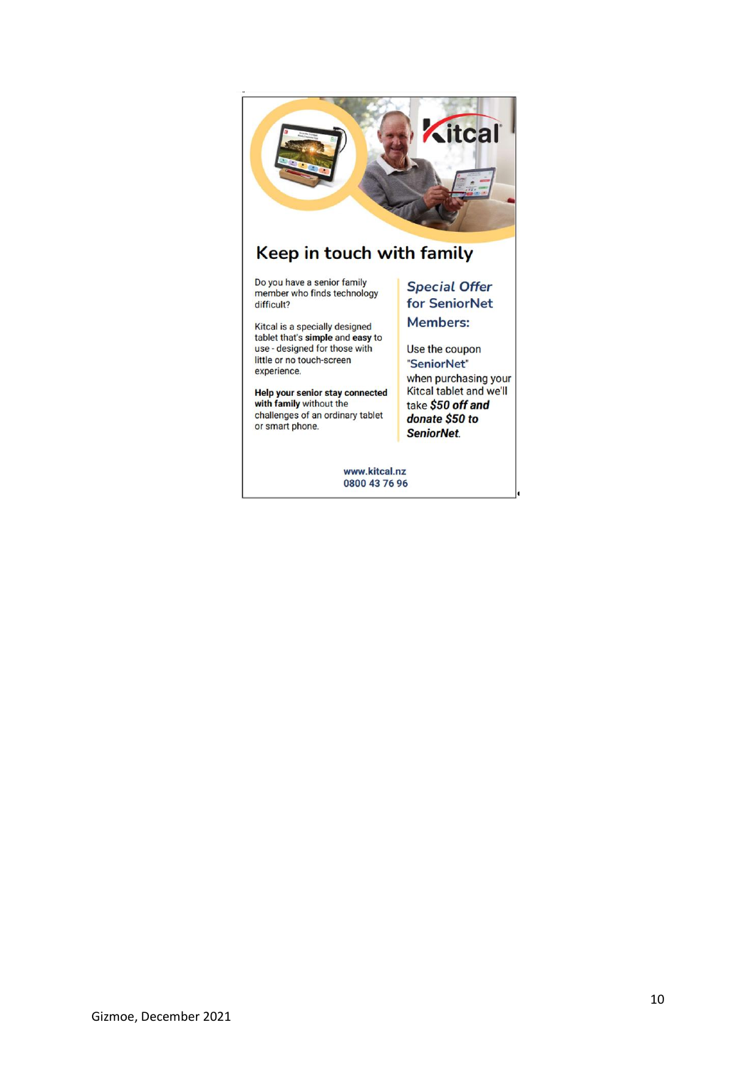# Keep in touch with family

Do you have a senior family member who finds technology difficult?

Kitcal is a specially designed tablet that's **simple** and **easy** to use - designed for those with little or no touch-screen experience.

**Help your senior stay connected with family** without the challenges of an ordinary tablet or smart phone.

## *Special Offer* for SeniorNet Members:

Use the coupon "SeniorNet" when purchasing your Kitcal tablet and we'll take ***$50 off and donate $50 to SeniorNet***.

**www.kitcal.nz**
**0800 43 76 96**